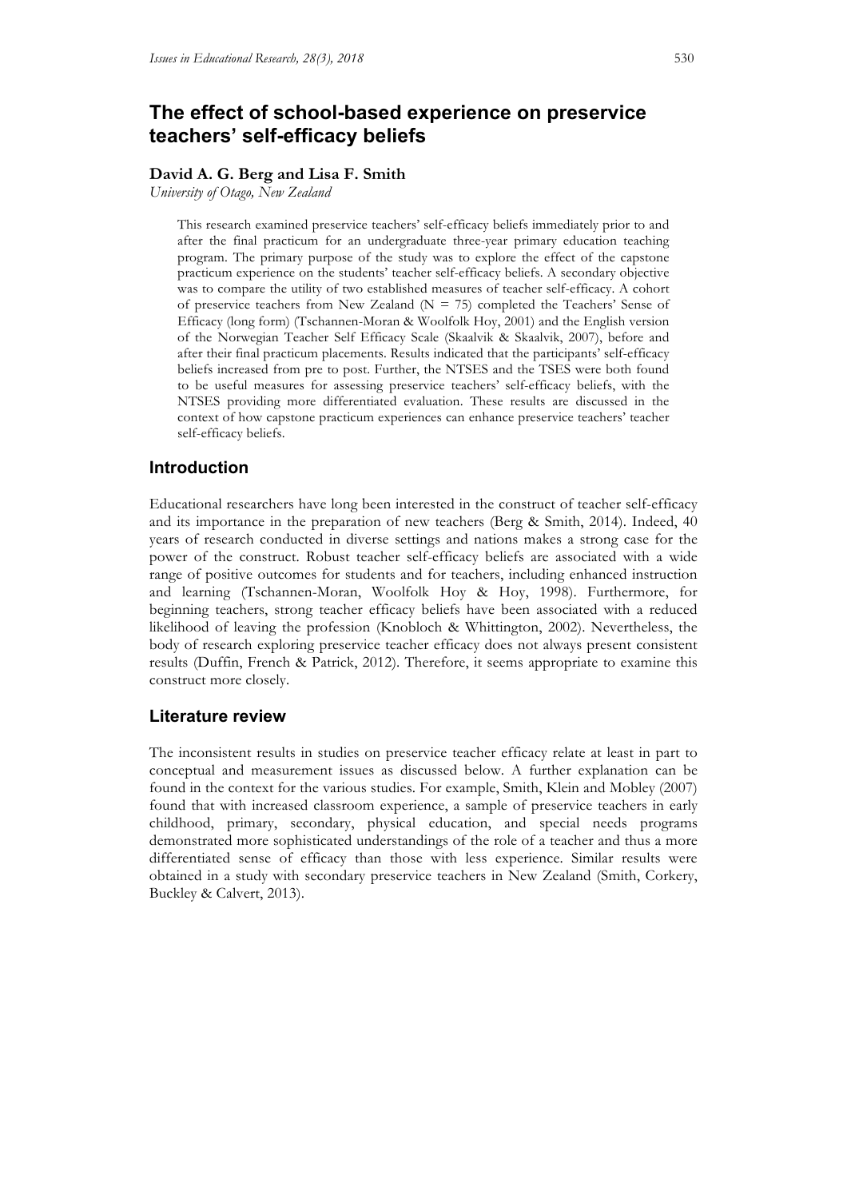# The effect of school-based experience on preservice teachers' self-efficacy beliefs

**David A. G. Berg and Lisa F. Smith**

*University of Otago, New Zealand*

> This research examined preservice teachers' self-efficacy beliefs immediately prior to and after the final practicum for an undergraduate three-year primary education teaching program. The primary purpose of the study was to explore the effect of the capstone practicum experience on the students' teacher self-efficacy beliefs. A secondary objective was to compare the utility of two established measures of teacher self-efficacy. A cohort of preservice teachers from New Zealand (N = 75) completed the Teachers' Sense of Efficacy (long form) (Tschannen-Moran & Woolfolk Hoy, 2001) and the English version of the Norwegian Teacher Self Efficacy Scale (Skaalvik & Skaalvik, 2007), before and after their final practicum placements. Results indicated that the participants' self-efficacy beliefs increased from pre to post. Further, the NTSES and the TSES were both found to be useful measures for assessing preservice teachers' self-efficacy beliefs, with the NTSES providing more differentiated evaluation. These results are discussed in the context of how capstone practicum experiences can enhance preservice teachers' teacher self-efficacy beliefs.

## Introduction

Educational researchers have long been interested in the construct of teacher self-efficacy and its importance in the preparation of new teachers (Berg & Smith, 2014). Indeed, 40 years of research conducted in diverse settings and nations makes a strong case for the power of the construct. Robust teacher self-efficacy beliefs are associated with a wide range of positive outcomes for students and for teachers, including enhanced instruction and learning (Tschannen-Moran, Woolfolk Hoy & Hoy, 1998). Furthermore, for beginning teachers, strong teacher efficacy beliefs have been associated with a reduced likelihood of leaving the profession (Knobloch & Whittington, 2002). Nevertheless, the body of research exploring preservice teacher efficacy does not always present consistent results (Duffin, French & Patrick, 2012). Therefore, it seems appropriate to examine this construct more closely.

## Literature review

The inconsistent results in studies on preservice teacher efficacy relate at least in part to conceptual and measurement issues as discussed below. A further explanation can be found in the context for the various studies. For example, Smith, Klein and Mobley (2007) found that with increased classroom experience, a sample of preservice teachers in early childhood, primary, secondary, physical education, and special needs programs demonstrated more sophisticated understandings of the role of a teacher and thus a more differentiated sense of efficacy than those with less experience. Similar results were obtained in a study with secondary preservice teachers in New Zealand (Smith, Corkery, Buckley & Calvert, 2013).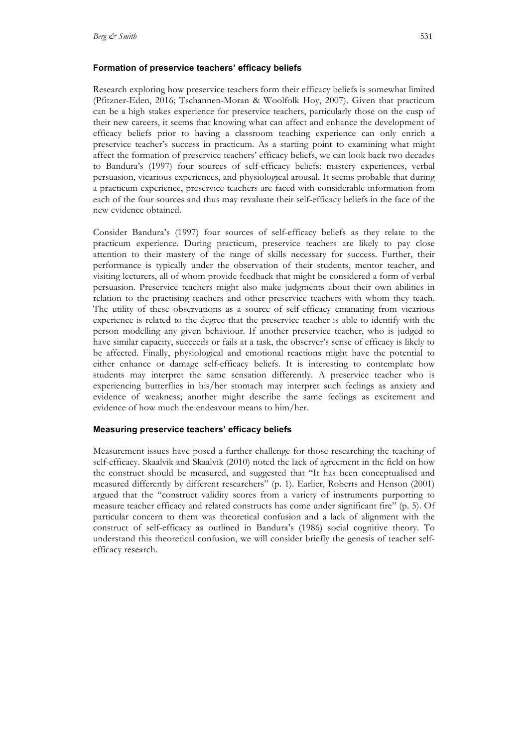### Formation of preservice teachers' efficacy beliefs

Research exploring how preservice teachers form their efficacy beliefs is somewhat limited (Pfitzner-Eden, 2016; Tschannen-Moran & Woolfolk Hoy, 2007). Given that practicum can be a high stakes experience for preservice teachers, particularly those on the cusp of their new careers, it seems that knowing what can affect and enhance the development of efficacy beliefs prior to having a classroom teaching experience can only enrich a preservice teacher's success in practicum. As a starting point to examining what might affect the formation of preservice teachers' efficacy beliefs, we can look back two decades to Bandura's (1997) four sources of self-efficacy beliefs: mastery experiences, verbal persuasion, vicarious experiences, and physiological arousal. It seems probable that during a practicum experience, preservice teachers are faced with considerable information from each of the four sources and thus may revaluate their self-efficacy beliefs in the face of the new evidence obtained.

Consider Bandura's (1997) four sources of self-efficacy beliefs as they relate to the practicum experience. During practicum, preservice teachers are likely to pay close attention to their mastery of the range of skills necessary for success. Further, their performance is typically under the observation of their students, mentor teacher, and visiting lecturers, all of whom provide feedback that might be considered a form of verbal persuasion. Preservice teachers might also make judgments about their own abilities in relation to the practising teachers and other preservice teachers with whom they teach. The utility of these observations as a source of self-efficacy emanating from vicarious experience is related to the degree that the preservice teacher is able to identify with the person modelling any given behaviour. If another preservice teacher, who is judged to have similar capacity, succeeds or fails at a task, the observer's sense of efficacy is likely to be affected. Finally, physiological and emotional reactions might have the potential to either enhance or damage self-efficacy beliefs. It is interesting to contemplate how students may interpret the same sensation differently. A preservice teacher who is experiencing butterflies in his/her stomach may interpret such feelings as anxiety and evidence of weakness; another might describe the same feelings as excitement and evidence of how much the endeavour means to him/her.

### Measuring preservice teachers' efficacy beliefs

Measurement issues have posed a further challenge for those researching the teaching of self-efficacy. Skaalvik and Skaalvik (2010) noted the lack of agreement in the field on how the construct should be measured, and suggested that "It has been conceptualised and measured differently by different researchers" (p. 1). Earlier, Roberts and Henson (2001) argued that the "construct validity scores from a variety of instruments purporting to measure teacher efficacy and related constructs has come under significant fire" (p. 5). Of particular concern to them was theoretical confusion and a lack of alignment with the construct of self-efficacy as outlined in Bandura's (1986) social cognitive theory. To understand this theoretical confusion, we will consider briefly the genesis of teacher self-efficacy research.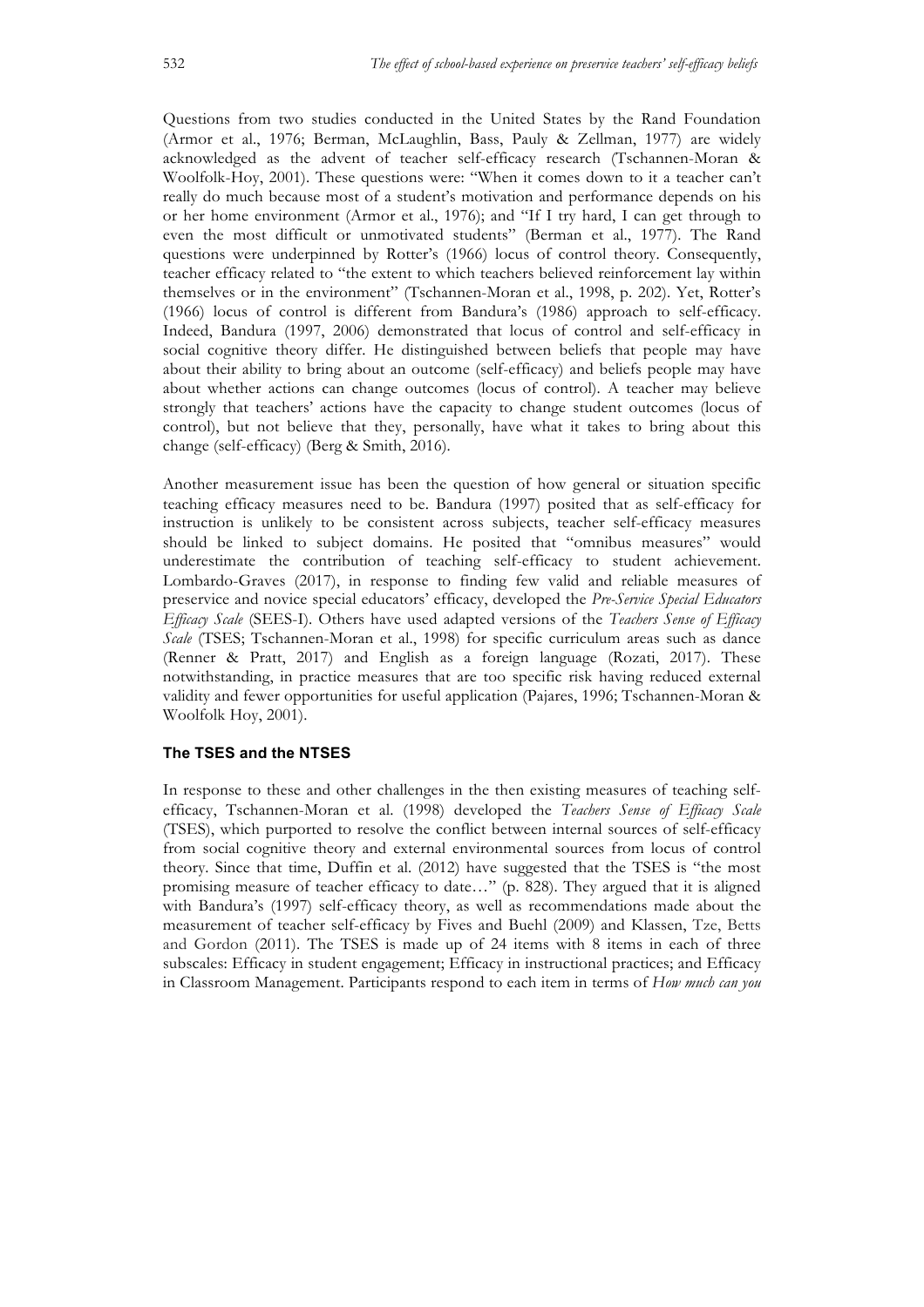Questions from two studies conducted in the United States by the Rand Foundation (Armor et al., 1976; Berman, McLaughlin, Bass, Pauly & Zellman, 1977) are widely acknowledged as the advent of teacher self-efficacy research (Tschannen-Moran & Woolfolk-Hoy, 2001). These questions were: "When it comes down to it a teacher can't really do much because most of a student's motivation and performance depends on his or her home environment (Armor et al., 1976); and "If I try hard, I can get through to even the most difficult or unmotivated students" (Berman et al., 1977). The Rand questions were underpinned by Rotter's (1966) locus of control theory. Consequently, teacher efficacy related to "the extent to which teachers believed reinforcement lay within themselves or in the environment" (Tschannen-Moran et al., 1998, p. 202). Yet, Rotter's (1966) locus of control is different from Bandura's (1986) approach to self-efficacy. Indeed, Bandura (1997, 2006) demonstrated that locus of control and self-efficacy in social cognitive theory differ. He distinguished between beliefs that people may have about their ability to bring about an outcome (self-efficacy) and beliefs people may have about whether actions can change outcomes (locus of control). A teacher may believe strongly that teachers' actions have the capacity to change student outcomes (locus of control), but not believe that they, personally, have what it takes to bring about this change (self-efficacy) (Berg & Smith, 2016).

Another measurement issue has been the question of how general or situation specific teaching efficacy measures need to be. Bandura (1997) posited that as self-efficacy for instruction is unlikely to be consistent across subjects, teacher self-efficacy measures should be linked to subject domains. He posited that "omnibus measures" would underestimate the contribution of teaching self-efficacy to student achievement. Lombardo-Graves (2017), in response to finding few valid and reliable measures of preservice and novice special educators' efficacy, developed the *Pre-Service Special Educators Efficacy Scale* (SEES-I). Others have used adapted versions of the *Teachers Sense of Efficacy Scale* (TSES; Tschannen-Moran et al., 1998) for specific curriculum areas such as dance (Renner & Pratt, 2017) and English as a foreign language (Rozati, 2017). These notwithstanding, in practice measures that are too specific risk having reduced external validity and fewer opportunities for useful application (Pajares, 1996; Tschannen-Moran & Woolfolk Hoy, 2001).

### The TSES and the NTSES

In response to these and other challenges in the then existing measures of teaching self-efficacy, Tschannen-Moran et al. (1998) developed the *Teachers Sense of Efficacy Scale* (TSES), which purported to resolve the conflict between internal sources of self-efficacy from social cognitive theory and external environmental sources from locus of control theory. Since that time, Duffin et al. (2012) have suggested that the TSES is "the most promising measure of teacher efficacy to date…" (p. 828). They argued that it is aligned with Bandura's (1997) self-efficacy theory, as well as recommendations made about the measurement of teacher self-efficacy by Fives and Buehl (2009) and Klassen, Tze, Betts and Gordon (2011). The TSES is made up of 24 items with 8 items in each of three subscales: Efficacy in student engagement; Efficacy in instructional practices; and Efficacy in Classroom Management. Participants respond to each item in terms of *How much can you*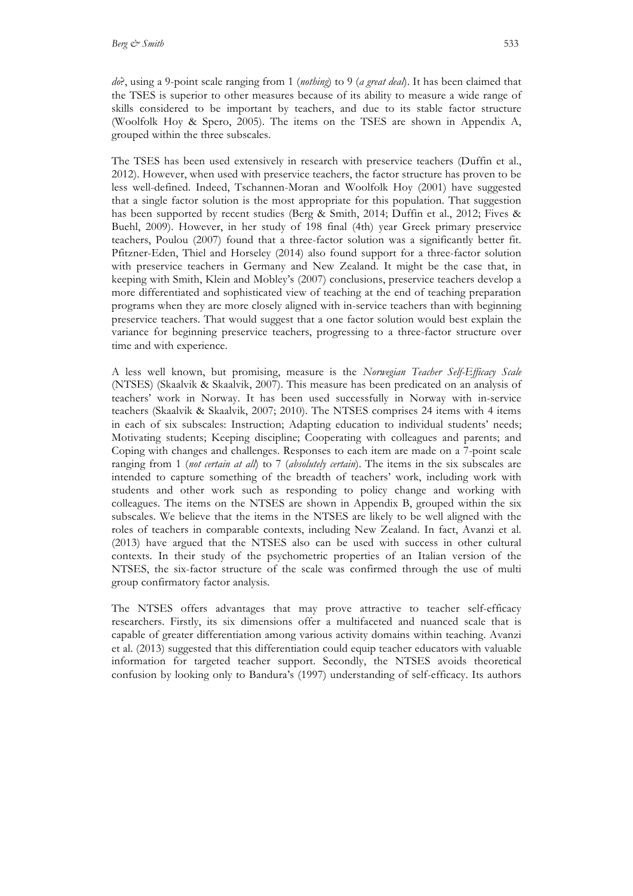*do*?, using a 9-point scale ranging from 1 (*nothing*) to 9 (*a great deal*). It has been claimed that the TSES is superior to other measures because of its ability to measure a wide range of skills considered to be important by teachers, and due to its stable factor structure (Woolfolk Hoy & Spero, 2005). The items on the TSES are shown in Appendix A, grouped within the three subscales.

The TSES has been used extensively in research with preservice teachers (Duffin et al., 2012). However, when used with preservice teachers, the factor structure has proven to be less well-defined. Indeed, Tschannen-Moran and Woolfolk Hoy (2001) have suggested that a single factor solution is the most appropriate for this population. That suggestion has been supported by recent studies (Berg & Smith, 2014; Duffin et al., 2012; Fives & Buehl, 2009). However, in her study of 198 final (4th) year Greek primary preservice teachers, Poulou (2007) found that a three-factor solution was a significantly better fit. Pfitzner-Eden, Thiel and Horseley (2014) also found support for a three-factor solution with preservice teachers in Germany and New Zealand. It might be the case that, in keeping with Smith, Klein and Mobley's (2007) conclusions, preservice teachers develop a more differentiated and sophisticated view of teaching at the end of teaching preparation programs when they are more closely aligned with in-service teachers than with beginning preservice teachers. That would suggest that a one factor solution would best explain the variance for beginning preservice teachers, progressing to a three-factor structure over time and with experience.

A less well known, but promising, measure is the *Norwegian Teacher Self-Efficacy Scale* (NTSES) (Skaalvik & Skaalvik, 2007). This measure has been predicated on an analysis of teachers' work in Norway. It has been used successfully in Norway with in-service teachers (Skaalvik & Skaalvik, 2007; 2010). The NTSES comprises 24 items with 4 items in each of six subscales: Instruction; Adapting education to individual students' needs; Motivating students; Keeping discipline; Cooperating with colleagues and parents; and Coping with changes and challenges. Responses to each item are made on a 7-point scale ranging from 1 (*not certain at all*) to 7 (*absolutely certain*). The items in the six subscales are intended to capture something of the breadth of teachers' work, including work with students and other work such as responding to policy change and working with colleagues. The items on the NTSES are shown in Appendix B, grouped within the six subscales. We believe that the items in the NTSES are likely to be well aligned with the roles of teachers in comparable contexts, including New Zealand. In fact, Avanzi et al. (2013) have argued that the NTSES also can be used with success in other cultural contexts. In their study of the psychometric properties of an Italian version of the NTSES, the six-factor structure of the scale was confirmed through the use of multi group confirmatory factor analysis.

The NTSES offers advantages that may prove attractive to teacher self-efficacy researchers. Firstly, its six dimensions offer a multifaceted and nuanced scale that is capable of greater differentiation among various activity domains within teaching. Avanzi et al. (2013) suggested that this differentiation could equip teacher educators with valuable information for targeted teacher support. Secondly, the NTSES avoids theoretical confusion by looking only to Bandura's (1997) understanding of self-efficacy. Its authors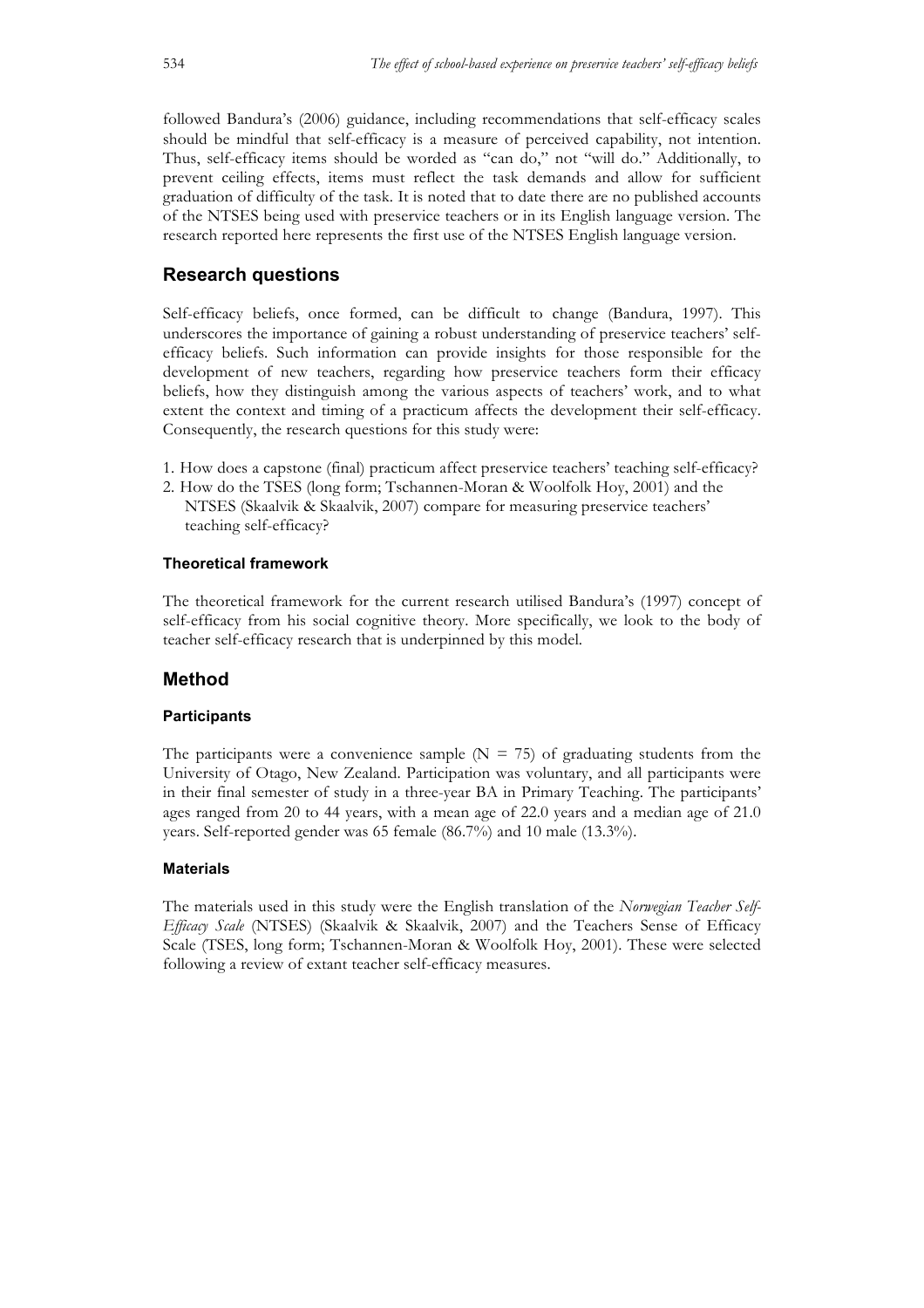followed Bandura's (2006) guidance, including recommendations that self-efficacy scales should be mindful that self-efficacy is a measure of perceived capability, not intention. Thus, self-efficacy items should be worded as "can do," not "will do." Additionally, to prevent ceiling effects, items must reflect the task demands and allow for sufficient graduation of difficulty of the task. It is noted that to date there are no published accounts of the NTSES being used with preservice teachers or in its English language version. The research reported here represents the first use of the NTSES English language version.

## Research questions

Self-efficacy beliefs, once formed, can be difficult to change (Bandura, 1997). This underscores the importance of gaining a robust understanding of preservice teachers' self-efficacy beliefs. Such information can provide insights for those responsible for the development of new teachers, regarding how preservice teachers form their efficacy beliefs, how they distinguish among the various aspects of teachers' work, and to what extent the context and timing of a practicum affects the development their self-efficacy. Consequently, the research questions for this study were:

1. How does a capstone (final) practicum affect preservice teachers' teaching self-efficacy?
2. How do the TSES (long form; Tschannen-Moran & Woolfolk Hoy, 2001) and the NTSES (Skaalvik & Skaalvik, 2007) compare for measuring preservice teachers' teaching self-efficacy?

### Theoretical framework

The theoretical framework for the current research utilised Bandura's (1997) concept of self-efficacy from his social cognitive theory. More specifically, we look to the body of teacher self-efficacy research that is underpinned by this model.

## Method

### Participants

The participants were a convenience sample (N = 75) of graduating students from the University of Otago, New Zealand. Participation was voluntary, and all participants were in their final semester of study in a three-year BA in Primary Teaching. The participants' ages ranged from 20 to 44 years, with a mean age of 22.0 years and a median age of 21.0 years. Self-reported gender was 65 female (86.7%) and 10 male (13.3%).

### Materials

The materials used in this study were the English translation of the *Norwegian Teacher Self-Efficacy Scale* (NTSES) (Skaalvik & Skaalvik, 2007) and the Teachers Sense of Efficacy Scale (TSES, long form; Tschannen-Moran & Woolfolk Hoy, 2001). These were selected following a review of extant teacher self-efficacy measures.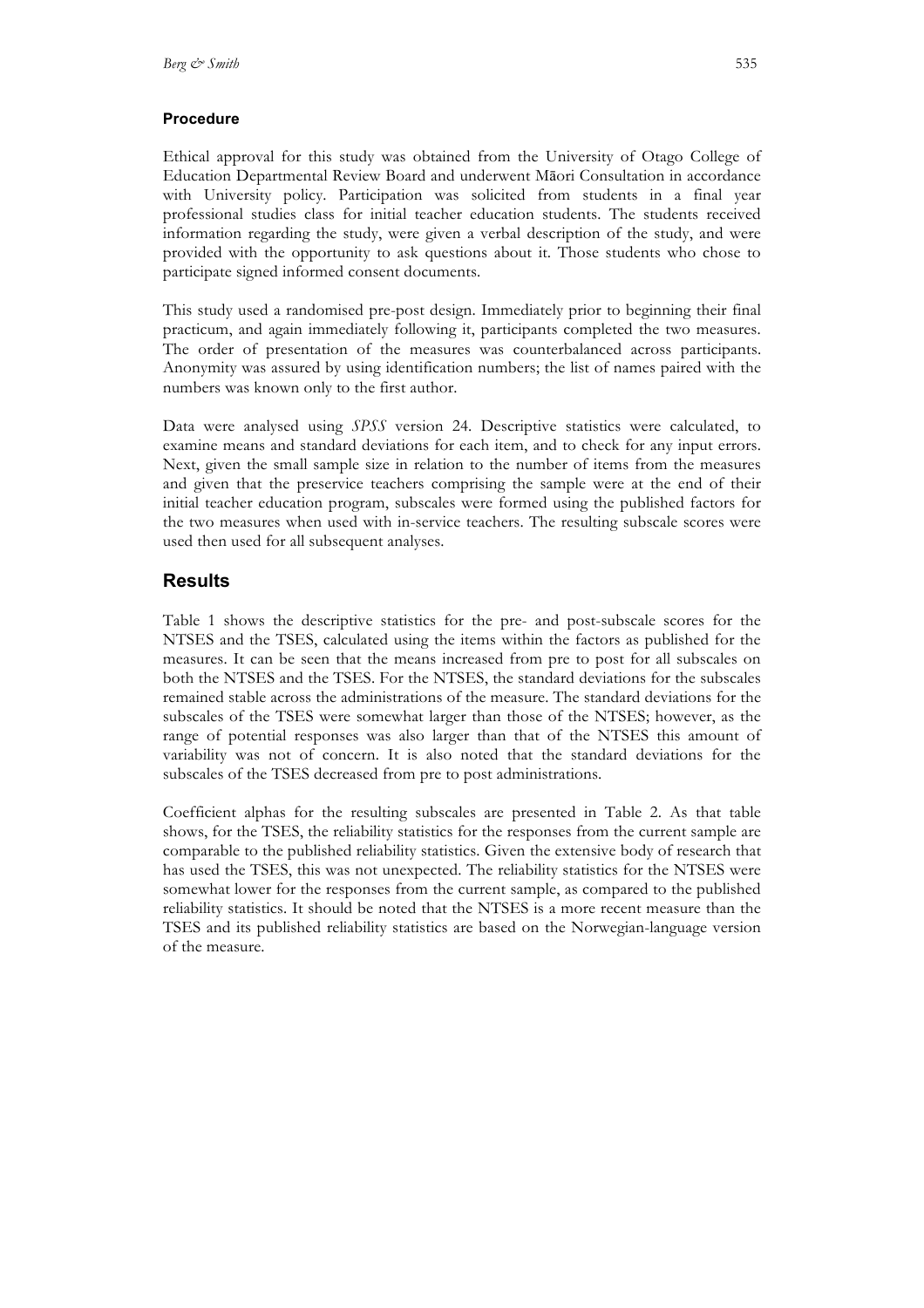### Procedure

Ethical approval for this study was obtained from the University of Otago College of Education Departmental Review Board and underwent Māori Consultation in accordance with University policy. Participation was solicited from students in a final year professional studies class for initial teacher education students. The students received information regarding the study, were given a verbal description of the study, and were provided with the opportunity to ask questions about it. Those students who chose to participate signed informed consent documents.

This study used a randomised pre-post design. Immediately prior to beginning their final practicum, and again immediately following it, participants completed the two measures. The order of presentation of the measures was counterbalanced across participants. Anonymity was assured by using identification numbers; the list of names paired with the numbers was known only to the first author.

Data were analysed using *SPSS* version 24. Descriptive statistics were calculated, to examine means and standard deviations for each item, and to check for any input errors. Next, given the small sample size in relation to the number of items from the measures and given that the preservice teachers comprising the sample were at the end of their initial teacher education program, subscales were formed using the published factors for the two measures when used with in-service teachers. The resulting subscale scores were used then used for all subsequent analyses.

## Results

Table 1 shows the descriptive statistics for the pre- and post-subscale scores for the NTSES and the TSES, calculated using the items within the factors as published for the measures. It can be seen that the means increased from pre to post for all subscales on both the NTSES and the TSES. For the NTSES, the standard deviations for the subscales remained stable across the administrations of the measure. The standard deviations for the subscales of the TSES were somewhat larger than those of the NTSES; however, as the range of potential responses was also larger than that of the NTSES this amount of variability was not of concern. It is also noted that the standard deviations for the subscales of the TSES decreased from pre to post administrations.

Coefficient alphas for the resulting subscales are presented in Table 2. As that table shows, for the TSES, the reliability statistics for the responses from the current sample are comparable to the published reliability statistics. Given the extensive body of research that has used the TSES, this was not unexpected. The reliability statistics for the NTSES were somewhat lower for the responses from the current sample, as compared to the published reliability statistics. It should be noted that the NTSES is a more recent measure than the TSES and its published reliability statistics are based on the Norwegian-language version of the measure.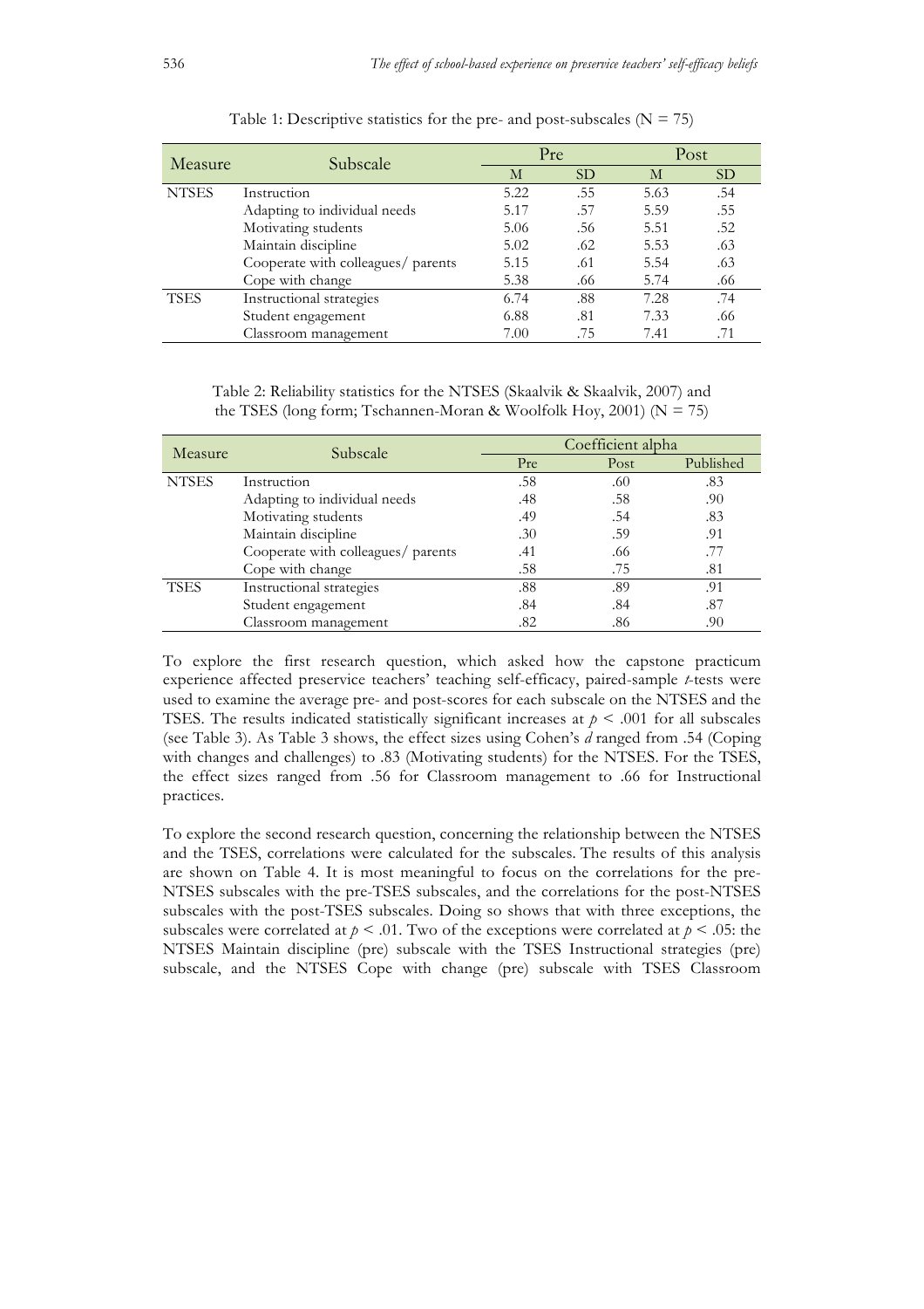Table 1: Descriptive statistics for the pre- and post-subscales (N = 75)

| Measure | Subscale | Pre | | Post | |
|---|---|---|---|---|---|
| | | M | SD | M | SD |
| NTSES | Instruction | 5.22 | .55 | 5.63 | .54 |
| | Adapting to individual needs | 5.17 | .57 | 5.59 | .55 |
| | Motivating students | 5.06 | .56 | 5.51 | .52 |
| | Maintain discipline | 5.02 | .62 | 5.53 | .63 |
| | Cooperate with colleagues/ parents | 5.15 | .61 | 5.54 | .63 |
| | Cope with change | 5.38 | .66 | 5.74 | .66 |
| TSES | Instructional strategies | 6.74 | .88 | 7.28 | .74 |
| | Student engagement | 6.88 | .81 | 7.33 | .66 |
| | Classroom management | 7.00 | .75 | 7.41 | .71 |

Table 2: Reliability statistics for the NTSES (Skaalvik & Skaalvik, 2007) and the TSES (long form; Tschannen-Moran & Woolfolk Hoy, 2001) (N = 75)

| Measure | Subscale | Coefficient alpha | | |
|---|---|---|---|---|
| | | Pre | Post | Published |
| NTSES | Instruction | .58 | .60 | .83 |
| | Adapting to individual needs | .48 | .58 | .90 |
| | Motivating students | .49 | .54 | .83 |
| | Maintain discipline | .30 | .59 | .91 |
| | Cooperate with colleagues/ parents | .41 | .66 | .77 |
| | Cope with change | .58 | .75 | .81 |
| TSES | Instructional strategies | .88 | .89 | .91 |
| | Student engagement | .84 | .84 | .87 |
| | Classroom management | .82 | .86 | .90 |

To explore the first research question, which asked how the capstone practicum experience affected preservice teachers' teaching self-efficacy, paired-sample *t*-tests were used to examine the average pre- and post-scores for each subscale on the NTSES and the TSES. The results indicated statistically significant increases at $p < .001$ for all subscales (see Table 3). As Table 3 shows, the effect sizes using Cohen's *d* ranged from .54 (Coping with changes and challenges) to .83 (Motivating students) for the NTSES. For the TSES, the effect sizes ranged from .56 for Classroom management to .66 for Instructional practices.

To explore the second research question, concerning the relationship between the NTSES and the TSES, correlations were calculated for the subscales. The results of this analysis are shown on Table 4. It is most meaningful to focus on the correlations for the pre-NTSES subscales with the pre-TSES subscales, and the correlations for the post-NTSES subscales with the post-TSES subscales. Doing so shows that with three exceptions, the subscales were correlated at $p < .01$. Two of the exceptions were correlated at $p < .05$: the NTSES Maintain discipline (pre) subscale with the TSES Instructional strategies (pre) subscale, and the NTSES Cope with change (pre) subscale with TSES Classroom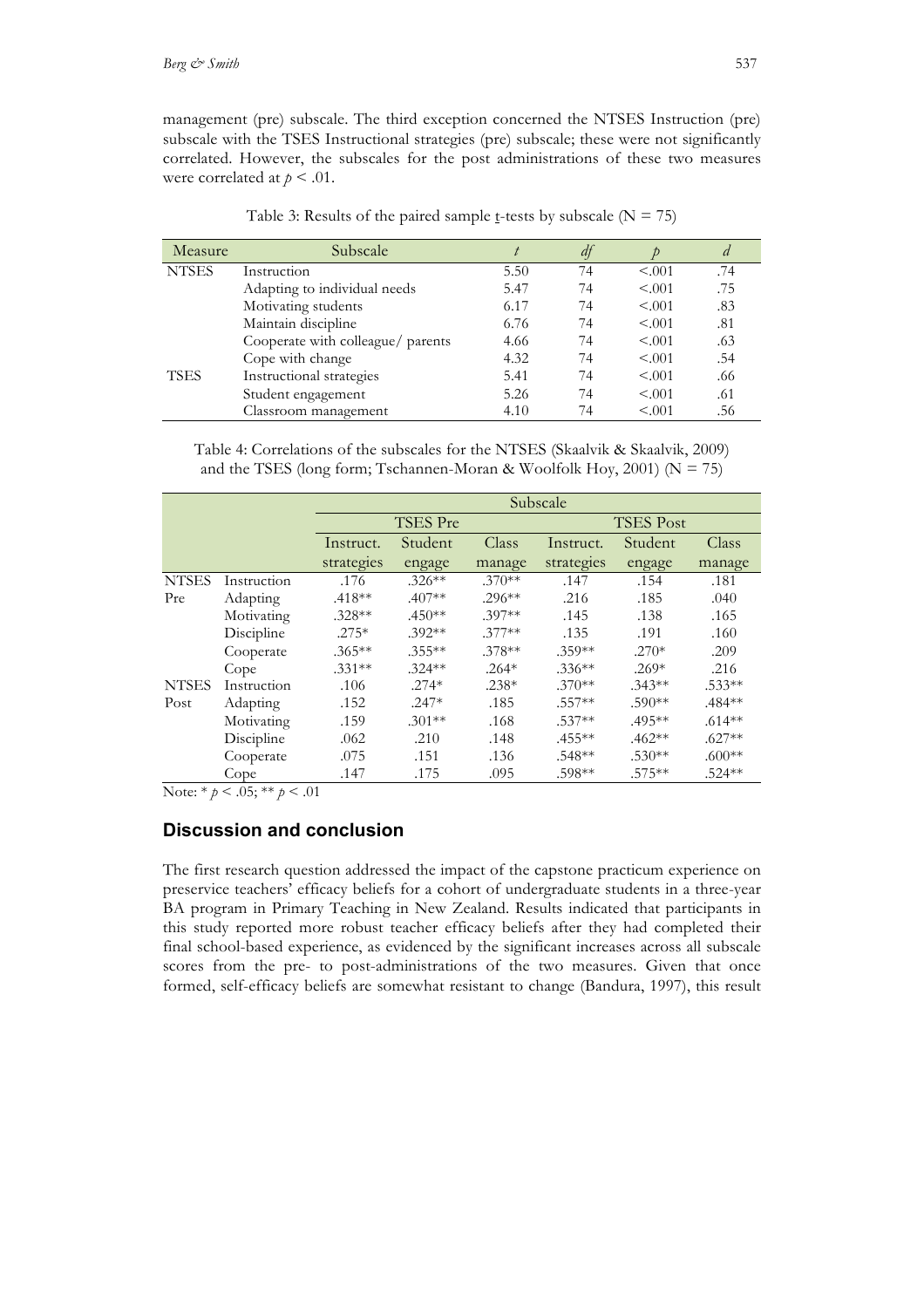management (pre) subscale. The third exception concerned the NTSES Instruction (pre) subscale with the TSES Instructional strategies (pre) subscale; these were not significantly correlated. However, the subscales for the post administrations of these two measures were correlated at $p < .01$.

Table 3: Results of the paired sample t-tests by subscale (N = 75)

| Measure | Subscale | $t$ | $df$ | $p$ | $d$ |
|---|---|---|---|---|---|
| NTSES | Instruction | 5.50 | 74 | <.001 | .74 |
| | Adapting to individual needs | 5.47 | 74 | <.001 | .75 |
| | Motivating students | 6.17 | 74 | <.001 | .83 |
| | Maintain discipline | 6.76 | 74 | <.001 | .81 |
| | Cooperate with colleague/ parents | 4.66 | 74 | <.001 | .63 |
| | Cope with change | 4.32 | 74 | <.001 | .54 |
| TSES | Instructional strategies | 5.41 | 74 | <.001 | .66 |
| | Student engagement | 5.26 | 74 | <.001 | .61 |
| | Classroom management | 4.10 | 74 | <.001 | .56 |

Table 4: Correlations of the subscales for the NTSES (Skaalvik & Skaalvik, 2009) and the TSES (long form; Tschannen-Moran & Woolfolk Hoy, 2001) (N = 75)

| | | Subscale | | | | | |
|---|---|---|---|---|---|---|---|
| | | TSES Pre | | | TSES Post | | |
| | | Instruct. strategies | Student engage | Class manage | Instruct. strategies | Student engage | Class manage |
| NTSES Pre | Instruction | .176 | .326** | .370** | .147 | .154 | .181 |
| | Adapting | .418** | .407** | .296** | .216 | .185 | .040 |
| | Motivating | .328** | .450** | .397** | .145 | .138 | .165 |
| | Discipline | .275* | .392** | .377** | .135 | .191 | .160 |
| | Cooperate | .365** | .355** | .378** | .359** | .270* | .209 |
| | Cope | .331** | .324** | .264* | .336** | .269* | .216 |
| NTSES Post | Instruction | .106 | .274* | .238* | .370** | .343** | .533** |
| | Adapting | .152 | .247* | .185 | .557** | .590** | .484** |
| | Motivating | .159 | .301** | .168 | .537** | .495** | .614** |
| | Discipline | .062 | .210 | .148 | .455** | .462** | .627** |
| | Cooperate | .075 | .151 | .136 | .548** | .530** | .600** |
| | Cope | .147 | .175 | .095 | .598** | .575** | .524** |

Note: * $p < .05$; ** $p < .01$

## Discussion and conclusion

The first research question addressed the impact of the capstone practicum experience on preservice teachers' efficacy beliefs for a cohort of undergraduate students in a three-year BA program in Primary Teaching in New Zealand. Results indicated that participants in this study reported more robust teacher efficacy beliefs after they had completed their final school-based experience, as evidenced by the significant increases across all subscale scores from the pre- to post-administrations of the two measures. Given that once formed, self-efficacy beliefs are somewhat resistant to change (Bandura, 1997), this result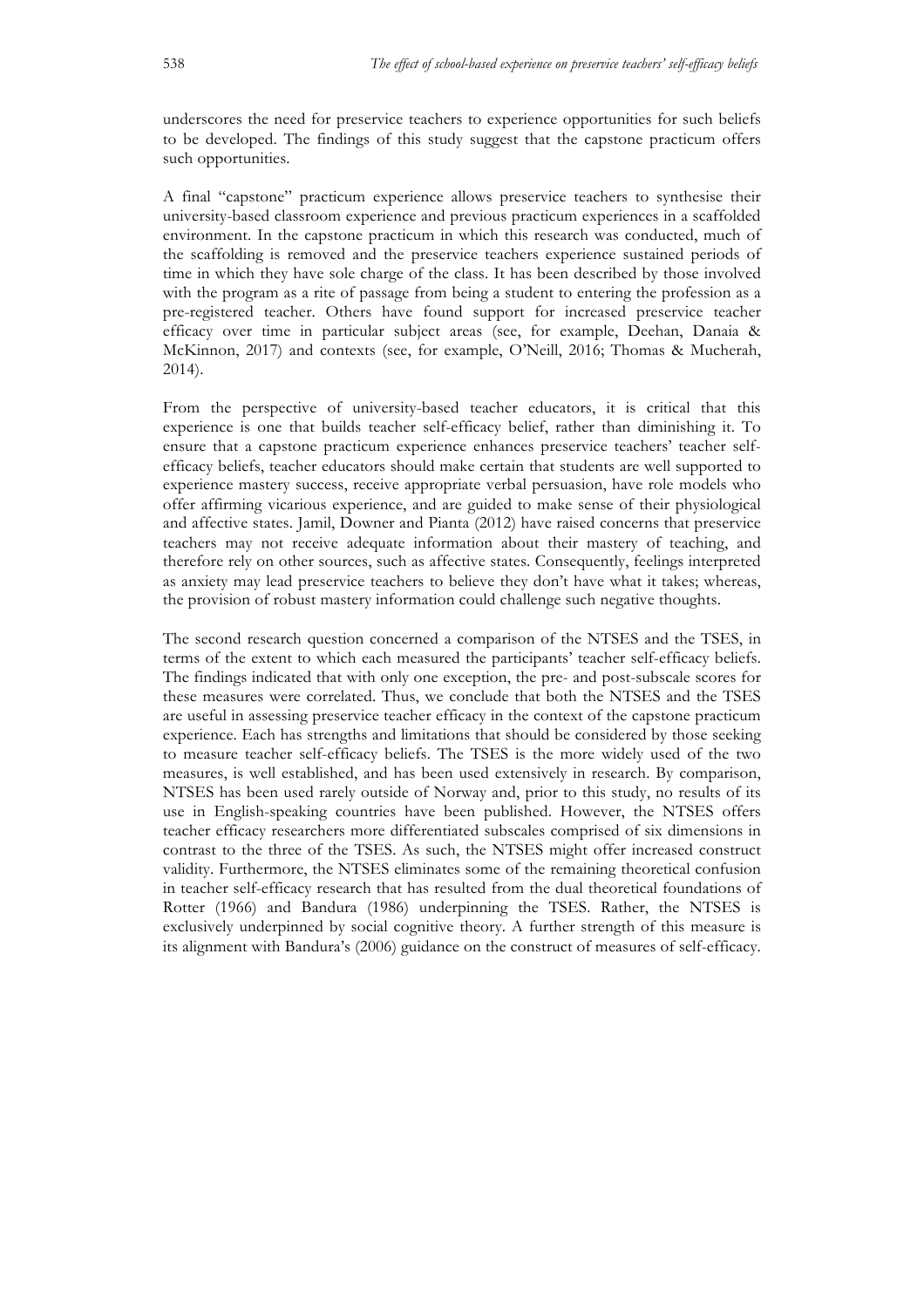underscores the need for preservice teachers to experience opportunities for such beliefs to be developed. The findings of this study suggest that the capstone practicum offers such opportunities.

A final "capstone" practicum experience allows preservice teachers to synthesise their university-based classroom experience and previous practicum experiences in a scaffolded environment. In the capstone practicum in which this research was conducted, much of the scaffolding is removed and the preservice teachers experience sustained periods of time in which they have sole charge of the class. It has been described by those involved with the program as a rite of passage from being a student to entering the profession as a pre-registered teacher. Others have found support for increased preservice teacher efficacy over time in particular subject areas (see, for example, Deehan, Danaia & McKinnon, 2017) and contexts (see, for example, O'Neill, 2016; Thomas & Mucherah, 2014).

From the perspective of university-based teacher educators, it is critical that this experience is one that builds teacher self-efficacy belief, rather than diminishing it. To ensure that a capstone practicum experience enhances preservice teachers' teacher self-efficacy beliefs, teacher educators should make certain that students are well supported to experience mastery success, receive appropriate verbal persuasion, have role models who offer affirming vicarious experience, and are guided to make sense of their physiological and affective states. Jamil, Downer and Pianta (2012) have raised concerns that preservice teachers may not receive adequate information about their mastery of teaching, and therefore rely on other sources, such as affective states. Consequently, feelings interpreted as anxiety may lead preservice teachers to believe they don't have what it takes; whereas, the provision of robust mastery information could challenge such negative thoughts.

The second research question concerned a comparison of the NTSES and the TSES, in terms of the extent to which each measured the participants' teacher self-efficacy beliefs. The findings indicated that with only one exception, the pre- and post-subscale scores for these measures were correlated. Thus, we conclude that both the NTSES and the TSES are useful in assessing preservice teacher efficacy in the context of the capstone practicum experience. Each has strengths and limitations that should be considered by those seeking to measure teacher self-efficacy beliefs. The TSES is the more widely used of the two measures, is well established, and has been used extensively in research. By comparison, NTSES has been used rarely outside of Norway and, prior to this study, no results of its use in English-speaking countries have been published. However, the NTSES offers teacher efficacy researchers more differentiated subscales comprised of six dimensions in contrast to the three of the TSES. As such, the NTSES might offer increased construct validity. Furthermore, the NTSES eliminates some of the remaining theoretical confusion in teacher self-efficacy research that has resulted from the dual theoretical foundations of Rotter (1966) and Bandura (1986) underpinning the TSES. Rather, the NTSES is exclusively underpinned by social cognitive theory. A further strength of this measure is its alignment with Bandura's (2006) guidance on the construct of measures of self-efficacy.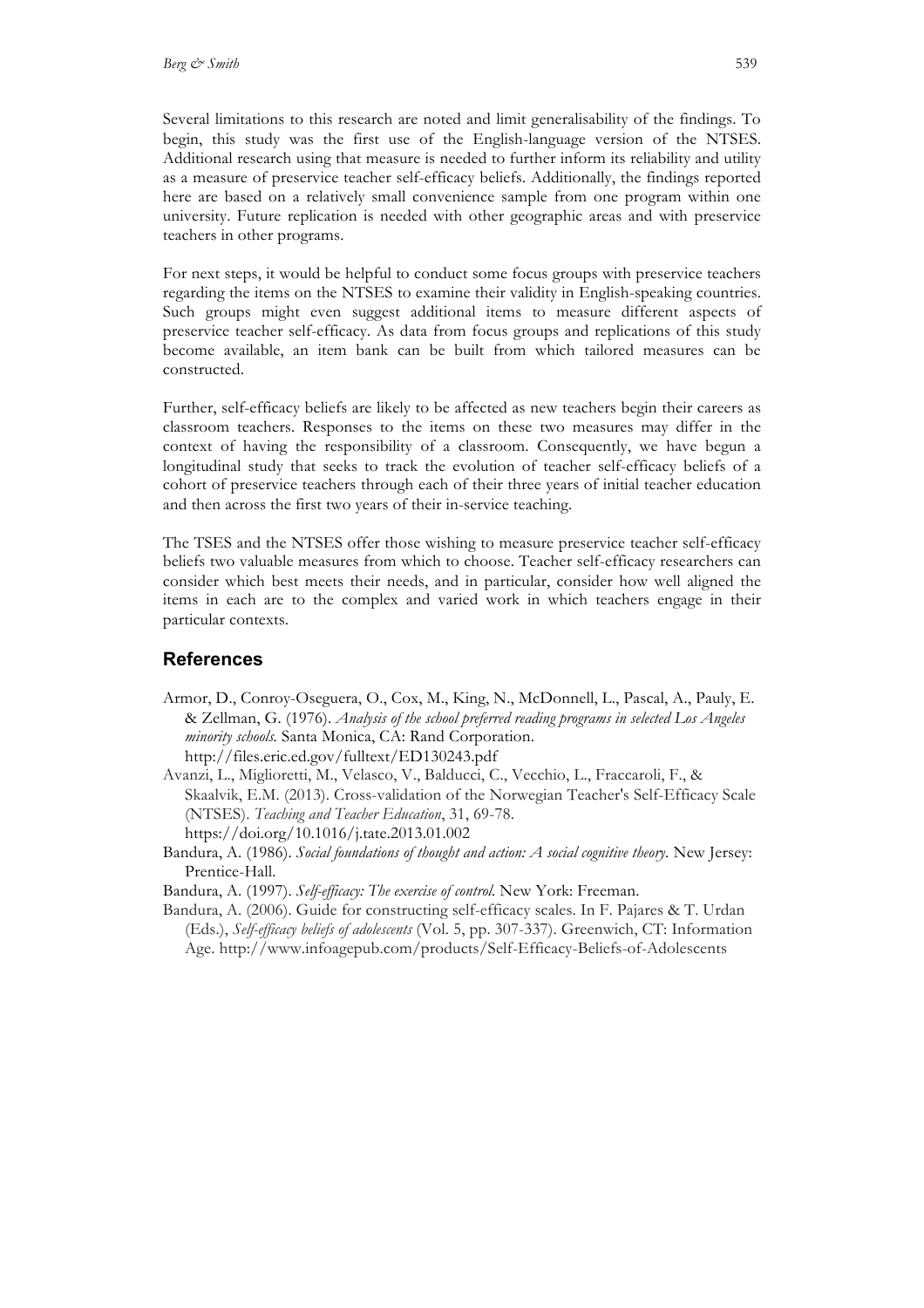Several limitations to this research are noted and limit generalisability of the findings. To begin, this study was the first use of the English-language version of the NTSES. Additional research using that measure is needed to further inform its reliability and utility as a measure of preservice teacher self-efficacy beliefs. Additionally, the findings reported here are based on a relatively small convenience sample from one program within one university. Future replication is needed with other geographic areas and with preservice teachers in other programs.

For next steps, it would be helpful to conduct some focus groups with preservice teachers regarding the items on the NTSES to examine their validity in English-speaking countries. Such groups might even suggest additional items to measure different aspects of preservice teacher self-efficacy. As data from focus groups and replications of this study become available, an item bank can be built from which tailored measures can be constructed.

Further, self-efficacy beliefs are likely to be affected as new teachers begin their careers as classroom teachers. Responses to the items on these two measures may differ in the context of having the responsibility of a classroom. Consequently, we have begun a longitudinal study that seeks to track the evolution of teacher self-efficacy beliefs of a cohort of preservice teachers through each of their three years of initial teacher education and then across the first two years of their in-service teaching.

The TSES and the NTSES offer those wishing to measure preservice teacher self-efficacy beliefs two valuable measures from which to choose. Teacher self-efficacy researchers can consider which best meets their needs, and in particular, consider how well aligned the items in each are to the complex and varied work in which teachers engage in their particular contexts.

## References

Armor, D., Conroy-Oseguera, O., Cox, M., King, N., McDonnell, L., Pascal, A., Pauly, E. & Zellman, G. (1976). *Analysis of the school preferred reading programs in selected Los Angeles minority schools.* Santa Monica, CA: Rand Corporation. http://files.eric.ed.gov/fulltext/ED130243.pdf

Avanzi, L., Miglioretti, M., Velasco, V., Balducci, C., Vecchio, L., Fraccaroli, F., & Skaalvik, E.M. (2013). Cross-validation of the Norwegian Teacher's Self-Efficacy Scale (NTSES). *Teaching and Teacher Education*, 31, 69-78. https://doi.org/10.1016/j.tate.2013.01.002

Bandura, A. (1986). *Social foundations of thought and action: A social cognitive theory.* New Jersey: Prentice-Hall.

Bandura, A. (1997). *Self-efficacy: The exercise of control.* New York: Freeman.

Bandura, A. (2006). Guide for constructing self-efficacy scales. In F. Pajares & T. Urdan (Eds.), *Self-efficacy beliefs of adolescents* (Vol. 5, pp. 307-337). Greenwich, CT: Information Age. http://www.infoagepub.com/products/Self-Efficacy-Beliefs-of-Adolescents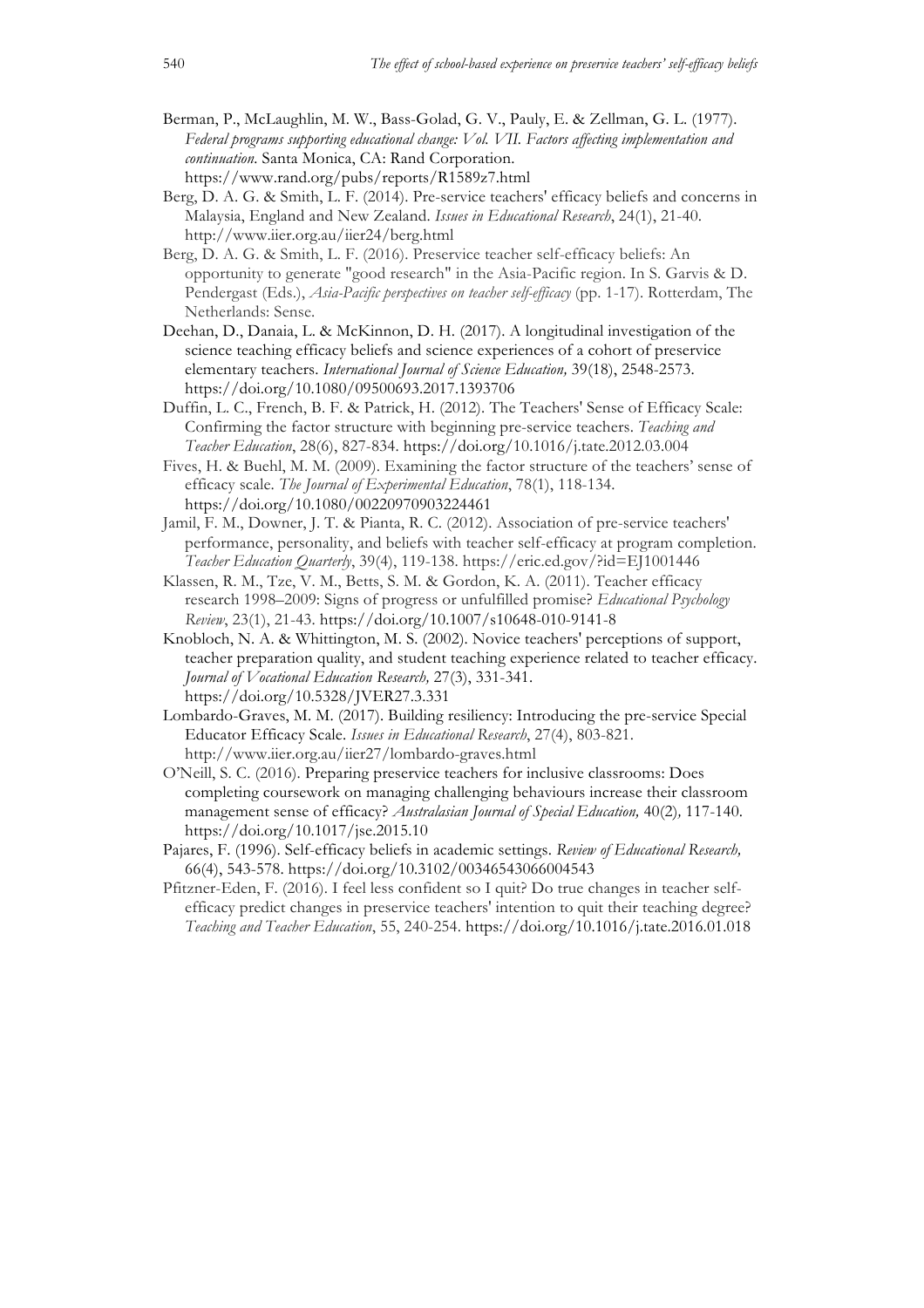Berman, P., McLaughlin, M. W., Bass-Golad, G. V., Pauly, E. & Zellman, G. L. (1977). *Federal programs supporting educational change: Vol. VII. Factors affecting implementation and continuation*. Santa Monica, CA: Rand Corporation. https://www.rand.org/pubs/reports/R1589z7.html

Berg, D. A. G. & Smith, L. F. (2014). Pre-service teachers' efficacy beliefs and concerns in Malaysia, England and New Zealand. *Issues in Educational Research*, 24(1), 21-40. http://www.iier.org.au/iier24/berg.html

Berg, D. A. G. & Smith, L. F. (2016). Preservice teacher self-efficacy beliefs: An opportunity to generate "good research" in the Asia-Pacific region. In S. Garvis & D. Pendergast (Eds.), *Asia-Pacific perspectives on teacher self-efficacy* (pp. 1-17). Rotterdam, The Netherlands: Sense.

Deehan, D., Danaia, L. & McKinnon, D. H. (2017). A longitudinal investigation of the science teaching efficacy beliefs and science experiences of a cohort of preservice elementary teachers. *International Journal of Science Education,* 39(18), 2548-2573. https://doi.org/10.1080/09500693.2017.1393706

Duffin, L. C., French, B. F. & Patrick, H. (2012). The Teachers' Sense of Efficacy Scale: Confirming the factor structure with beginning pre-service teachers. *Teaching and Teacher Education*, 28(6), 827-834. https://doi.org/10.1016/j.tate.2012.03.004

Fives, H. & Buehl, M. M. (2009). Examining the factor structure of the teachers' sense of efficacy scale. *The Journal of Experimental Education*, 78(1), 118-134. https://doi.org/10.1080/00220970903224461

Jamil, F. M., Downer, J. T. & Pianta, R. C. (2012). Association of pre-service teachers' performance, personality, and beliefs with teacher self-efficacy at program completion. *Teacher Education Quarterly*, 39(4), 119-138. https://eric.ed.gov/?id=EJ1001446

Klassen, R. M., Tze, V. M., Betts, S. M. & Gordon, K. A. (2011). Teacher efficacy research 1998–2009: Signs of progress or unfulfilled promise? *Educational Psychology Review*, 23(1), 21-43. https://doi.org/10.1007/s10648-010-9141-8

Knobloch, N. A. & Whittington, M. S. (2002). Novice teachers' perceptions of support, teacher preparation quality, and student teaching experience related to teacher efficacy. *Journal of Vocational Education Research,* 27(3), 331-341. https://doi.org/10.5328/JVER27.3.331

Lombardo-Graves, M. M. (2017). Building resiliency: Introducing the pre-service Special Educator Efficacy Scale. *Issues in Educational Research*, 27(4), 803-821. http://www.iier.org.au/iier27/lombardo-graves.html

O'Neill, S. C. (2016). Preparing preservice teachers for inclusive classrooms: Does completing coursework on managing challenging behaviours increase their classroom management sense of efficacy? *Australasian Journal of Special Education,* 40(2)*,* 117-140. https://doi.org/10.1017/jse.2015.10

Pajares, F. (1996). Self-efficacy beliefs in academic settings. *Review of Educational Research,* 66(4), 543-578. https://doi.org/10.3102/00346543066004543

Pfitzner-Eden, F. (2016). I feel less confident so I quit? Do true changes in teacher self-efficacy predict changes in preservice teachers' intention to quit their teaching degree? *Teaching and Teacher Education*, 55, 240-254. https://doi.org/10.1016/j.tate.2016.01.018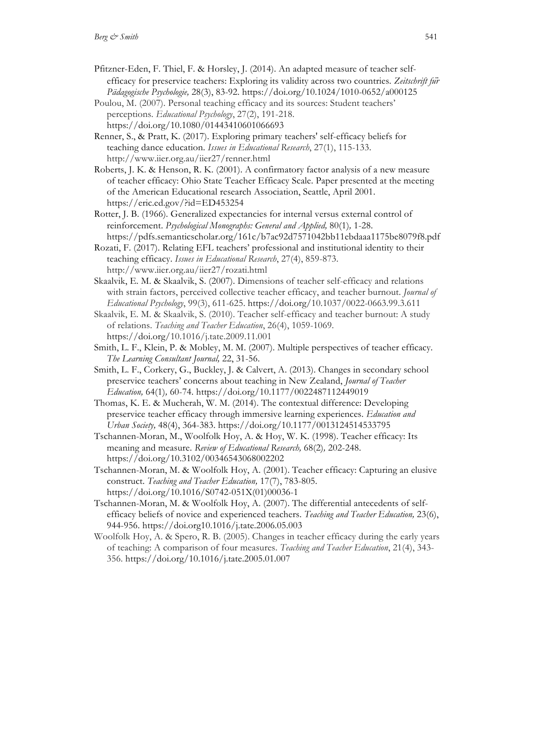Pfitzner-Eden, F. Thiel, F. & Horsley, J. (2014). An adapted measure of teacher self-efficacy for preservice teachers: Exploring its validity across two countries. *Zeitschrift für Pädagogische Psychologie,* 28(3), 83-92. https://doi.org/10.1024/1010-0652/a000125

Poulou, M. (2007). Personal teaching efficacy and its sources: Student teachers' perceptions. *Educational Psychology*, 27(2), 191-218. https://doi.org/10.1080/01443410601066693

Renner, S., & Pratt, K. (2017). Exploring primary teachers' self-efficacy beliefs for teaching dance education. *Issues in Educational Research*, 27(1), 115-133. http://www.iier.org.au/iier27/renner.html

Roberts, J. K. & Henson, R. K. (2001). A confirmatory factor analysis of a new measure of teacher efficacy: Ohio State Teacher Efficacy Scale. Paper presented at the meeting of the American Educational research Association, Seattle, April 2001. https://eric.ed.gov/?id=ED453254

Rotter, J. B. (1966). Generalized expectancies for internal versus external control of reinforcement. *Psychological Monographs: General and Applied,* 80(1)*,* 1-28. https://pdfs.semanticscholar.org/161c/b7ac92d7571042bb11ebdaaa1175be8079f8.pdf

Rozati, F. (2017). Relating EFL teachers' professional and institutional identity to their teaching efficacy. *Issues in Educational Research*, 27(4), 859-873. http://www.iier.org.au/iier27/rozati.html

Skaalvik, E. M. & Skaalvik, S. (2007). Dimensions of teacher self-efficacy and relations with strain factors, perceived collective teacher efficacy, and teacher burnout. *Journal of Educational Psychology*, 99(3), 611-625. https://doi.org/10.1037/0022-0663.99.3.611

Skaalvik, E. M. & Skaalvik, S. (2010). Teacher self-efficacy and teacher burnout: A study of relations. *Teaching and Teacher Education*, 26(4), 1059-1069. https://doi.org/10.1016/j.tate.2009.11.001

Smith, L. F., Klein, P. & Mobley, M. M. (2007). Multiple perspectives of teacher efficacy. *The Learning Consultant Journal,* 22, 31-56.

Smith, L. F., Corkery, G., Buckley, J. & Calvert, A. (2013). Changes in secondary school preservice teachers' concerns about teaching in New Zealand, *Journal of Teacher Education,* 64(1)*,* 60-74. https://doi.org/10.1177/0022487112449019

Thomas, K. E. & Mucherah, W. M. (2014). The contextual difference: Developing preservice teacher efficacy through immersive learning experiences. *Education and Urban Society,* 48(4), 364-383. https://doi.org/10.1177/0013124514533795

Tschannen-Moran, M., Woolfolk Hoy, A. & Hoy, W. K. (1998). Teacher efficacy: Its meaning and measure. *Review of Educational Research,* 68(2)*,* 202-248. https://doi.org/10.3102/00346543068002202

Tschannen-Moran, M. & Woolfolk Hoy, A. (2001). Teacher efficacy: Capturing an elusive construct. *Teaching and Teacher Education,* 17(7), 783-805. https://doi.org/10.1016/S0742-051X(01)00036-1

Tschannen-Moran, M. & Woolfolk Hoy, A. (2007). The differential antecedents of self-efficacy beliefs of novice and experienced teachers. *Teaching and Teacher Education,* 23(6), 944-956. https://doi.org10.1016/j.tate.2006.05.003

Woolfolk Hoy, A. & Spero, R. B. (2005). Changes in teacher efficacy during the early years of teaching: A comparison of four measures. *Teaching and Teacher Education*, 21(4), 343-356. https://doi.org/10.1016/j.tate.2005.01.007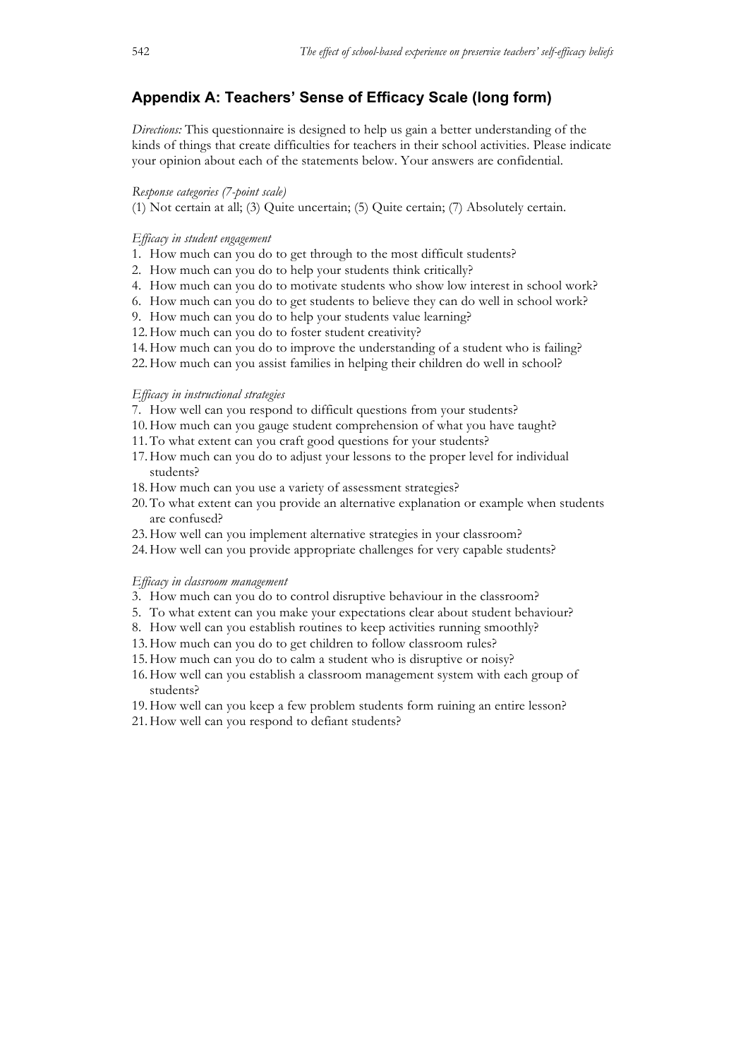## Appendix A: Teachers' Sense of Efficacy Scale (long form)

*Directions:* This questionnaire is designed to help us gain a better understanding of the kinds of things that create difficulties for teachers in their school activities. Please indicate your opinion about each of the statements below. Your answers are confidential.

*Response categories (7-point scale)*

(1) Not certain at all; (3) Quite uncertain; (5) Quite certain; (7) Absolutely certain.

*Efficacy in student engagement*

1. How much can you do to get through to the most difficult students?
2. How much can you do to help your students think critically?
4. How much can you do to motivate students who show low interest in school work?
6. How much can you do to get students to believe they can do well in school work?
9. How much can you do to help your students value learning?
12. How much can you do to foster student creativity?
14. How much can you do to improve the understanding of a student who is failing?
22. How much can you assist families in helping their children do well in school?

*Efficacy in instructional strategies*

7. How well can you respond to difficult questions from your students?
10. How much can you gauge student comprehension of what you have taught?
11. To what extent can you craft good questions for your students?
17. How much can you do to adjust your lessons to the proper level for individual students?
18. How much can you use a variety of assessment strategies?
20. To what extent can you provide an alternative explanation or example when students are confused?
23. How well can you implement alternative strategies in your classroom?
24. How well can you provide appropriate challenges for very capable students?

*Efficacy in classroom management*

3. How much can you do to control disruptive behaviour in the classroom?
5. To what extent can you make your expectations clear about student behaviour?
8. How well can you establish routines to keep activities running smoothly?
13. How much can you do to get children to follow classroom rules?
15. How much can you do to calm a student who is disruptive or noisy?
16. How well can you establish a classroom management system with each group of students?
19. How well can you keep a few problem students form ruining an entire lesson?
21. How well can you respond to defiant students?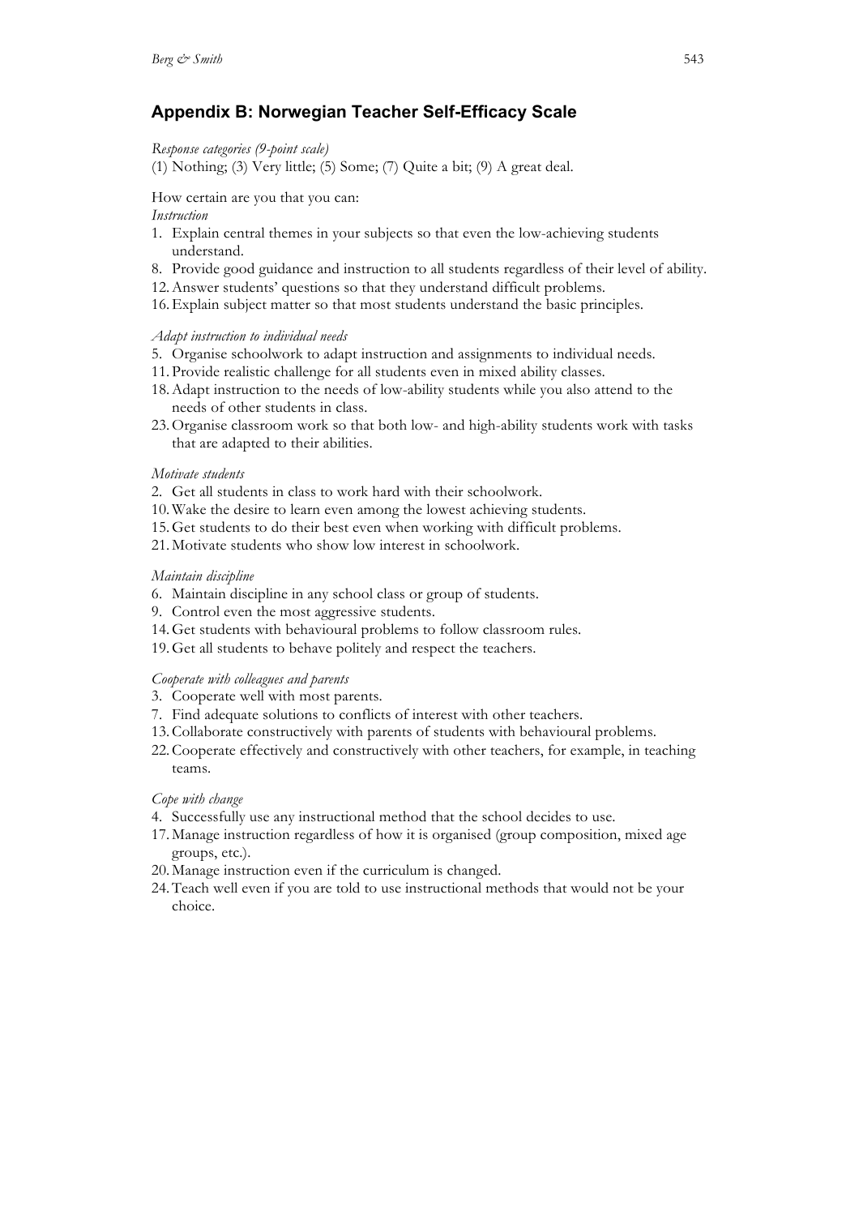## Appendix B: Norwegian Teacher Self-Efficacy Scale

*Response categories (9-point scale)*
(1) Nothing; (3) Very little; (5) Some; (7) Quite a bit; (9) A great deal.

How certain are you that you can:

*Instruction*

1. Explain central themes in your subjects so that even the low-achieving students understand.
8. Provide good guidance and instruction to all students regardless of their level of ability.
12. Answer students' questions so that they understand difficult problems.
16. Explain subject matter so that most students understand the basic principles.

*Adapt instruction to individual needs*

5. Organise schoolwork to adapt instruction and assignments to individual needs.
11. Provide realistic challenge for all students even in mixed ability classes.
18. Adapt instruction to the needs of low-ability students while you also attend to the needs of other students in class.
23. Organise classroom work so that both low- and high-ability students work with tasks that are adapted to their abilities.

*Motivate students*

2. Get all students in class to work hard with their schoolwork.
10. Wake the desire to learn even among the lowest achieving students.
15. Get students to do their best even when working with difficult problems.
21. Motivate students who show low interest in schoolwork.

*Maintain discipline*

6. Maintain discipline in any school class or group of students.
9. Control even the most aggressive students.
14. Get students with behavioural problems to follow classroom rules.
19. Get all students to behave politely and respect the teachers.

*Cooperate with colleagues and parents*

3. Cooperate well with most parents.
7. Find adequate solutions to conflicts of interest with other teachers.
13. Collaborate constructively with parents of students with behavioural problems.
22. Cooperate effectively and constructively with other teachers, for example, in teaching teams.

*Cope with change*

4. Successfully use any instructional method that the school decides to use.
17. Manage instruction regardless of how it is organised (group composition, mixed age groups, etc.).
20. Manage instruction even if the curriculum is changed.
24. Teach well even if you are told to use instructional methods that would not be your choice.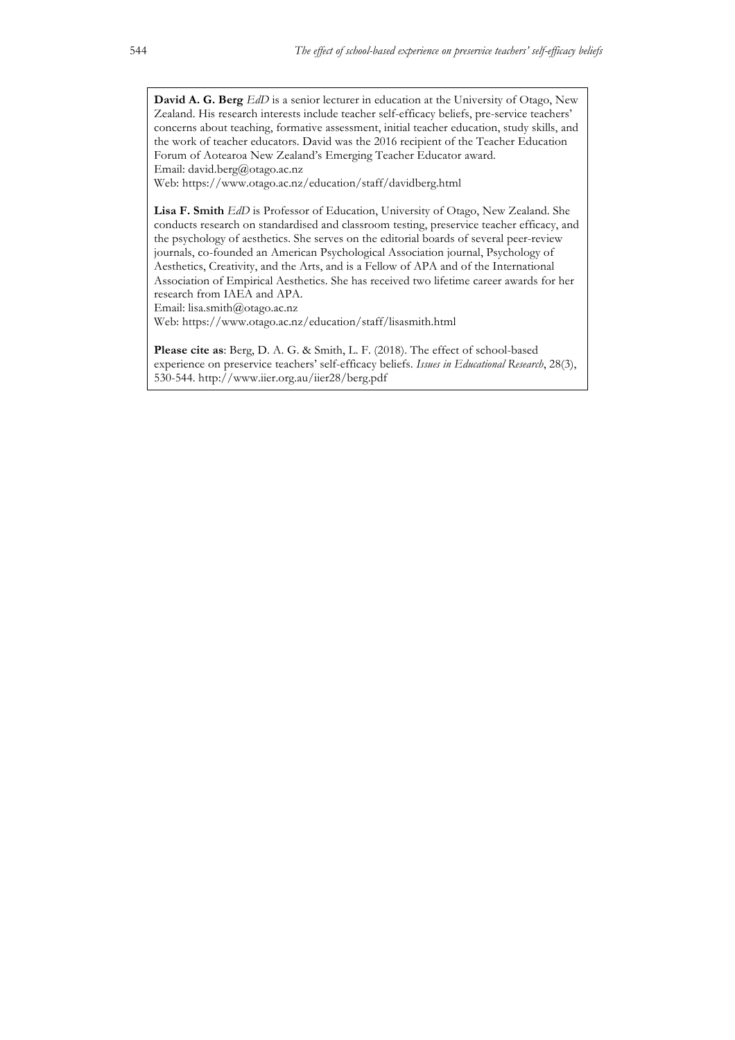**David A. G. Berg** *EdD* is a senior lecturer in education at the University of Otago, New Zealand. His research interests include teacher self-efficacy beliefs, pre-service teachers' concerns about teaching, formative assessment, initial teacher education, study skills, and the work of teacher educators. David was the 2016 recipient of the Teacher Education Forum of Aotearoa New Zealand's Emerging Teacher Educator award.
Email: david.berg@otago.ac.nz
Web: https://www.otago.ac.nz/education/staff/davidberg.html

**Lisa F. Smith** *EdD* is Professor of Education, University of Otago, New Zealand. She conducts research on standardised and classroom testing, preservice teacher efficacy, and the psychology of aesthetics. She serves on the editorial boards of several peer-review journals, co-founded an American Psychological Association journal, Psychology of Aesthetics, Creativity, and the Arts, and is a Fellow of APA and of the International Association of Empirical Aesthetics. She has received two lifetime career awards for her research from IAEA and APA.
Email: lisa.smith@otago.ac.nz
Web: https://www.otago.ac.nz/education/staff/lisasmith.html

**Please cite as**: Berg, D. A. G. & Smith, L. F. (2018). The effect of school-based experience on preservice teachers' self-efficacy beliefs. *Issues in Educational Research*, 28(3), 530-544. http://www.iier.org.au/iier28/berg.pdf